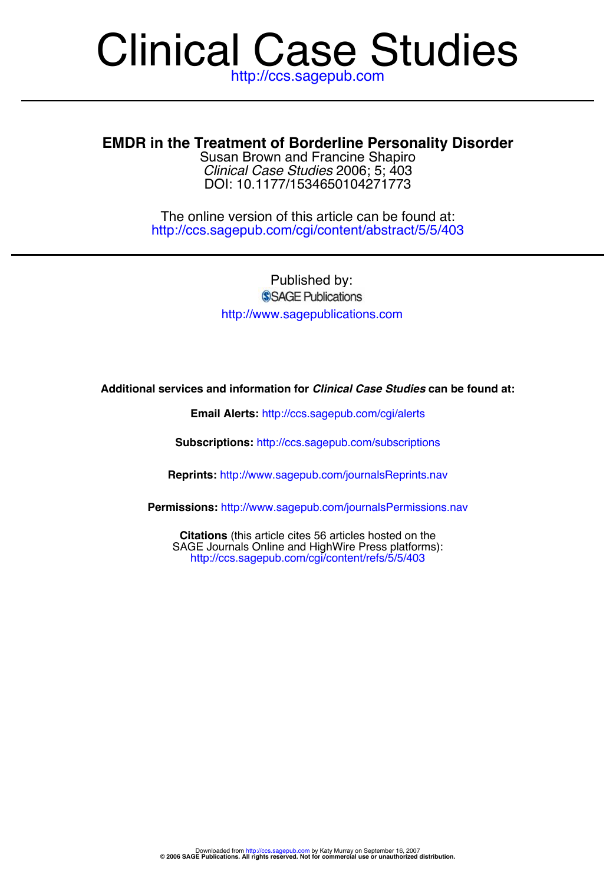# Clinical Case Studies

http://ccs.sagepub.com

## EMDR in the Treatment of Borderline Personality Disorder

Susan Brown and Francine Shapiro
*Clinical Case Studies* 2006; 5; 403
DOI: 10.1177/1534650104271773

The online version of this article can be found at:
http://ccs.sagepub.com/cgi/content/abstract/5/5/403

Published by:
SAGE Publications
http://www.sagepublications.com

**Additional services and information for *Clinical Case Studies* can be found at:**

**Email Alerts:** http://ccs.sagepub.com/cgi/alerts

**Subscriptions:** http://ccs.sagepub.com/subscriptions

**Reprints:** http://www.sagepub.com/journalsReprints.nav

**Permissions:** http://www.sagepub.com/journalsPermissions.nav

**Citations** (this article cites 56 articles hosted on the SAGE Journals Online and HighWire Press platforms):
http://ccs.sagepub.com/cgi/content/refs/5/5/403

Downloaded from http://ccs.sagepub.com by Katy Murray on September 16, 2007
**© 2006 SAGE Publications. All rights reserved. Not for commercial use or unauthorized distribution.**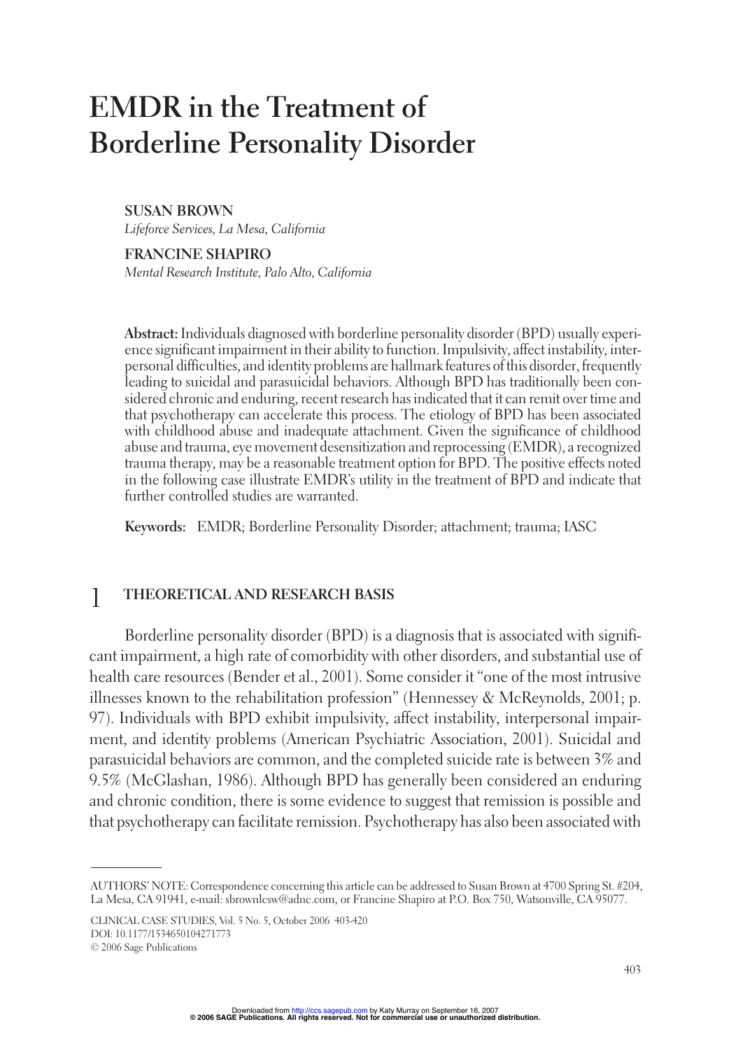# EMDR in the Treatment of Borderline Personality Disorder

**SUSAN BROWN**
*Lifeforce Services, La Mesa, California*

**FRANCINE SHAPIRO**
*Mental Research Institute, Palo Alto, California*

**Abstract:** Individuals diagnosed with borderline personality disorder (BPD) usually experience significant impairment in their ability to function. Impulsivity, affect instability, interpersonal difficulties, and identity problems are hallmark features of this disorder, frequently leading to suicidal and parasuicidal behaviors. Although BPD has traditionally been considered chronic and enduring, recent research has indicated that it can remit over time and that psychotherapy can accelerate this process. The etiology of BPD has been associated with childhood abuse and inadequate attachment. Given the significance of childhood abuse and trauma, eye movement desensitization and reprocessing (EMDR), a recognized trauma therapy, may be a reasonable treatment option for BPD. The positive effects noted in the following case illustrate EMDR's utility in the treatment of BPD and indicate that further controlled studies are warranted.

**Keywords:** EMDR; Borderline Personality Disorder; attachment; trauma; IASC

## 1 THEORETICAL AND RESEARCH BASIS

Borderline personality disorder (BPD) is a diagnosis that is associated with significant impairment, a high rate of comorbidity with other disorders, and substantial use of health care resources (Bender et al., 2001). Some consider it "one of the most intrusive illnesses known to the rehabilitation profession" (Hennessey & McReynolds, 2001; p. 97). Individuals with BPD exhibit impulsivity, affect instability, interpersonal impairment, and identity problems (American Psychiatric Association, 2001). Suicidal and parasuicidal behaviors are common, and the completed suicide rate is between 3% and 9.5% (McGlashan, 1986). Although BPD has generally been considered an enduring and chronic condition, there is some evidence to suggest that remission is possible and that psychotherapy can facilitate remission. Psychotherapy has also been associated with

AUTHORS' NOTE: Correspondence concerning this article can be addressed to Susan Brown at 4700 Spring St. #204, La Mesa, CA 91941, e-mail: sbrownlcsw@adnc.com, or Francine Shapiro at P.O. Box 750, Watsonville, CA 95077.

DOI: 10.1177/1534650104271773
© 2006 Sage Publications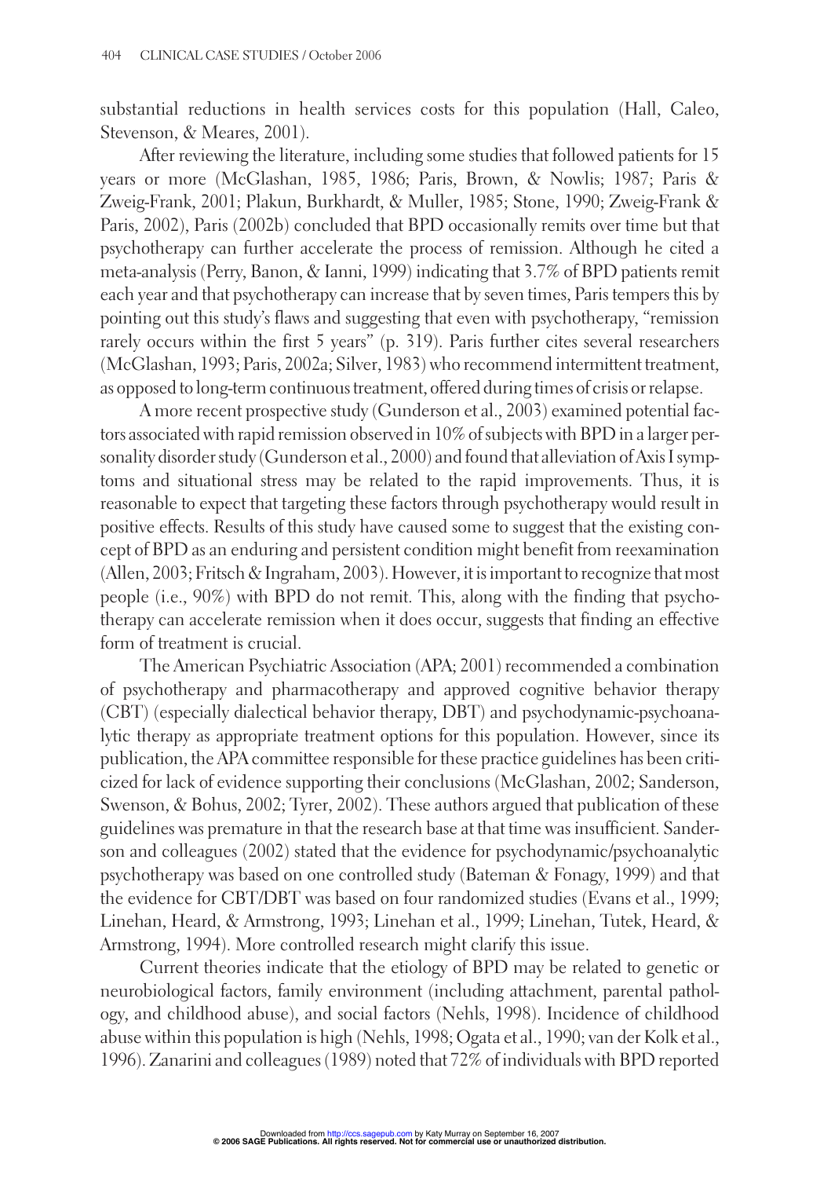substantial reductions in health services costs for this population (Hall, Caleo, Stevenson, & Meares, 2001).

After reviewing the literature, including some studies that followed patients for 15 years or more (McGlashan, 1985, 1986; Paris, Brown, & Nowlis; 1987; Paris & Zweig-Frank, 2001; Plakun, Burkhardt, & Muller, 1985; Stone, 1990; Zweig-Frank & Paris, 2002), Paris (2002b) concluded that BPD occasionally remits over time but that psychotherapy can further accelerate the process of remission. Although he cited a meta-analysis (Perry, Banon, & Ianni, 1999) indicating that 3.7% of BPD patients remit each year and that psychotherapy can increase that by seven times, Paris tempers this by pointing out this study's flaws and suggesting that even with psychotherapy, "remission rarely occurs within the first 5 years" (p. 319). Paris further cites several researchers (McGlashan, 1993; Paris, 2002a; Silver, 1983) who recommend intermittent treatment, as opposed to long-term continuous treatment, offered during times of crisis or relapse.

A more recent prospective study (Gunderson et al., 2003) examined potential factors associated with rapid remission observed in 10% of subjects with BPD in a larger personality disorder study (Gunderson et al., 2000) and found that alleviation of Axis I symptoms and situational stress may be related to the rapid improvements. Thus, it is reasonable to expect that targeting these factors through psychotherapy would result in positive effects. Results of this study have caused some to suggest that the existing concept of BPD as an enduring and persistent condition might benefit from reexamination (Allen, 2003; Fritsch & Ingraham, 2003). However, it is important to recognize that most people (i.e., 90%) with BPD do not remit. This, along with the finding that psychotherapy can accelerate remission when it does occur, suggests that finding an effective form of treatment is crucial.

The American Psychiatric Association (APA; 2001) recommended a combination of psychotherapy and pharmacotherapy and approved cognitive behavior therapy (CBT) (especially dialectical behavior therapy, DBT) and psychodynamic-psychoanalytic therapy as appropriate treatment options for this population. However, since its publication, the APA committee responsible for these practice guidelines has been criticized for lack of evidence supporting their conclusions (McGlashan, 2002; Sanderson, Swenson, & Bohus, 2002; Tyrer, 2002). These authors argued that publication of these guidelines was premature in that the research base at that time was insufficient. Sanderson and colleagues (2002) stated that the evidence for psychodynamic/psychoanalytic psychotherapy was based on one controlled study (Bateman & Fonagy, 1999) and that the evidence for CBT/DBT was based on four randomized studies (Evans et al., 1999; Linehan, Heard, & Armstrong, 1993; Linehan et al., 1999; Linehan, Tutek, Heard, & Armstrong, 1994). More controlled research might clarify this issue.

Current theories indicate that the etiology of BPD may be related to genetic or neurobiological factors, family environment (including attachment, parental pathology, and childhood abuse), and social factors (Nehls, 1998). Incidence of childhood abuse within this population is high (Nehls, 1998; Ogata et al., 1990; van der Kolk et al., 1996). Zanarini and colleagues (1989) noted that 72% of individuals with BPD reported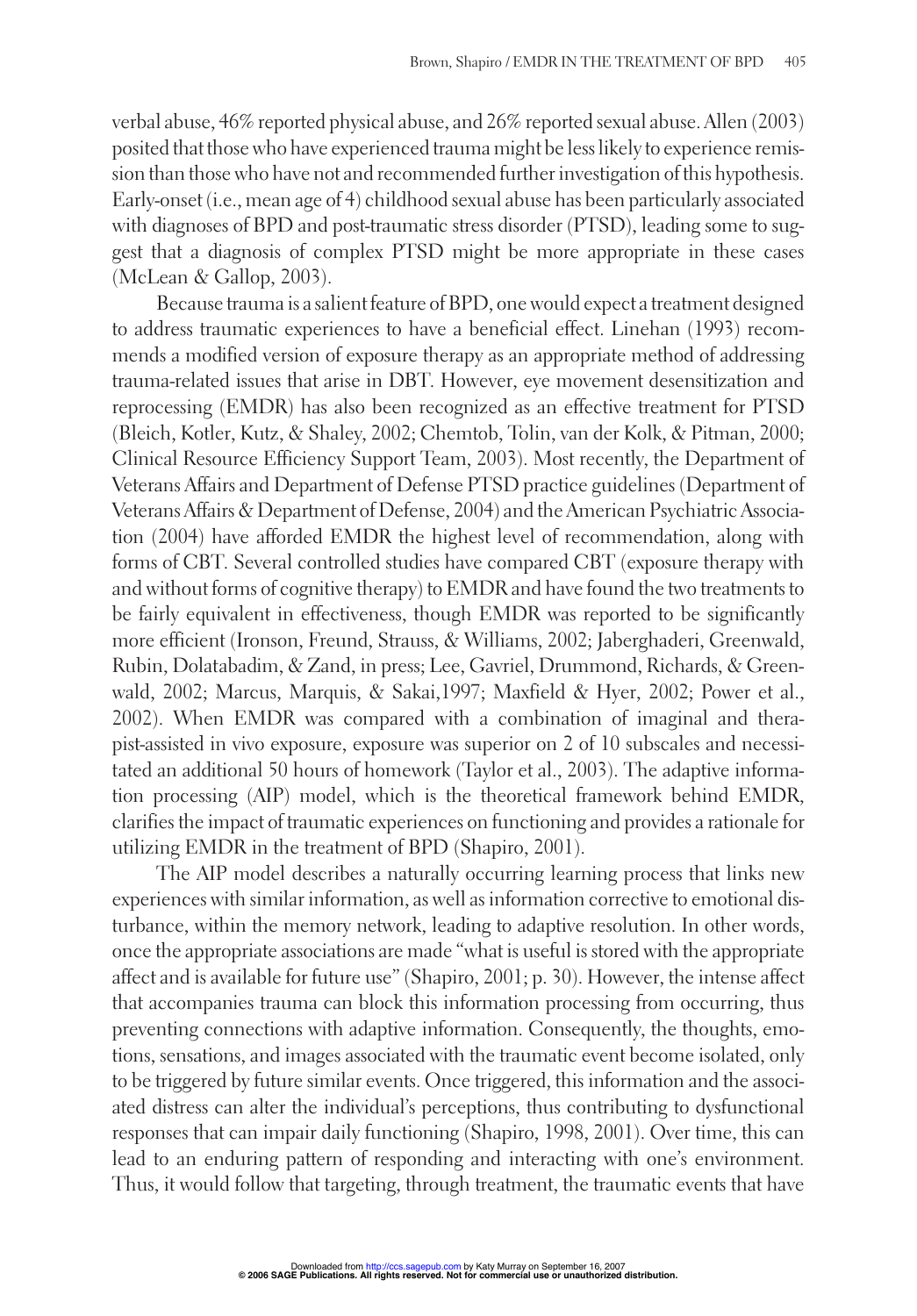verbal abuse, 46% reported physical abuse, and 26% reported sexual abuse. Allen (2003) posited that those who have experienced trauma might be less likely to experience remission than those who have not and recommended further investigation of this hypothesis. Early-onset (i.e., mean age of 4) childhood sexual abuse has been particularly associated with diagnoses of BPD and post-traumatic stress disorder (PTSD), leading some to suggest that a diagnosis of complex PTSD might be more appropriate in these cases (McLean & Gallop, 2003).

Because trauma is a salient feature of BPD, one would expect a treatment designed to address traumatic experiences to have a beneficial effect. Linehan (1993) recommends a modified version of exposure therapy as an appropriate method of addressing trauma-related issues that arise in DBT. However, eye movement desensitization and reprocessing (EMDR) has also been recognized as an effective treatment for PTSD (Bleich, Kotler, Kutz, & Shaley, 2002; Chemtob, Tolin, van der Kolk, & Pitman, 2000; Clinical Resource Efficiency Support Team, 2003). Most recently, the Department of Veterans Affairs and Department of Defense PTSD practice guidelines (Department of Veterans Affairs & Department of Defense, 2004) and the American Psychiatric Association (2004) have afforded EMDR the highest level of recommendation, along with forms of CBT. Several controlled studies have compared CBT (exposure therapy with and without forms of cognitive therapy) to EMDR and have found the two treatments to be fairly equivalent in effectiveness, though EMDR was reported to be significantly more efficient (Ironson, Freund, Strauss, & Williams, 2002; Jaberghaderi, Greenwald, Rubin, Dolatabadim, & Zand, in press; Lee, Gavriel, Drummond, Richards, & Greenwald, 2002; Marcus, Marquis, & Sakai,1997; Maxfield & Hyer, 2002; Power et al., 2002). When EMDR was compared with a combination of imaginal and therapist-assisted in vivo exposure, exposure was superior on 2 of 10 subscales and necessitated an additional 50 hours of homework (Taylor et al., 2003). The adaptive information processing (AIP) model, which is the theoretical framework behind EMDR, clarifies the impact of traumatic experiences on functioning and provides a rationale for utilizing EMDR in the treatment of BPD (Shapiro, 2001).

The AIP model describes a naturally occurring learning process that links new experiences with similar information, as well as information corrective to emotional disturbance, within the memory network, leading to adaptive resolution. In other words, once the appropriate associations are made "what is useful is stored with the appropriate affect and is available for future use" (Shapiro, 2001; p. 30). However, the intense affect that accompanies trauma can block this information processing from occurring, thus preventing connections with adaptive information. Consequently, the thoughts, emotions, sensations, and images associated with the traumatic event become isolated, only to be triggered by future similar events. Once triggered, this information and the associated distress can alter the individual's perceptions, thus contributing to dysfunctional responses that can impair daily functioning (Shapiro, 1998, 2001). Over time, this can lead to an enduring pattern of responding and interacting with one's environment. Thus, it would follow that targeting, through treatment, the traumatic events that have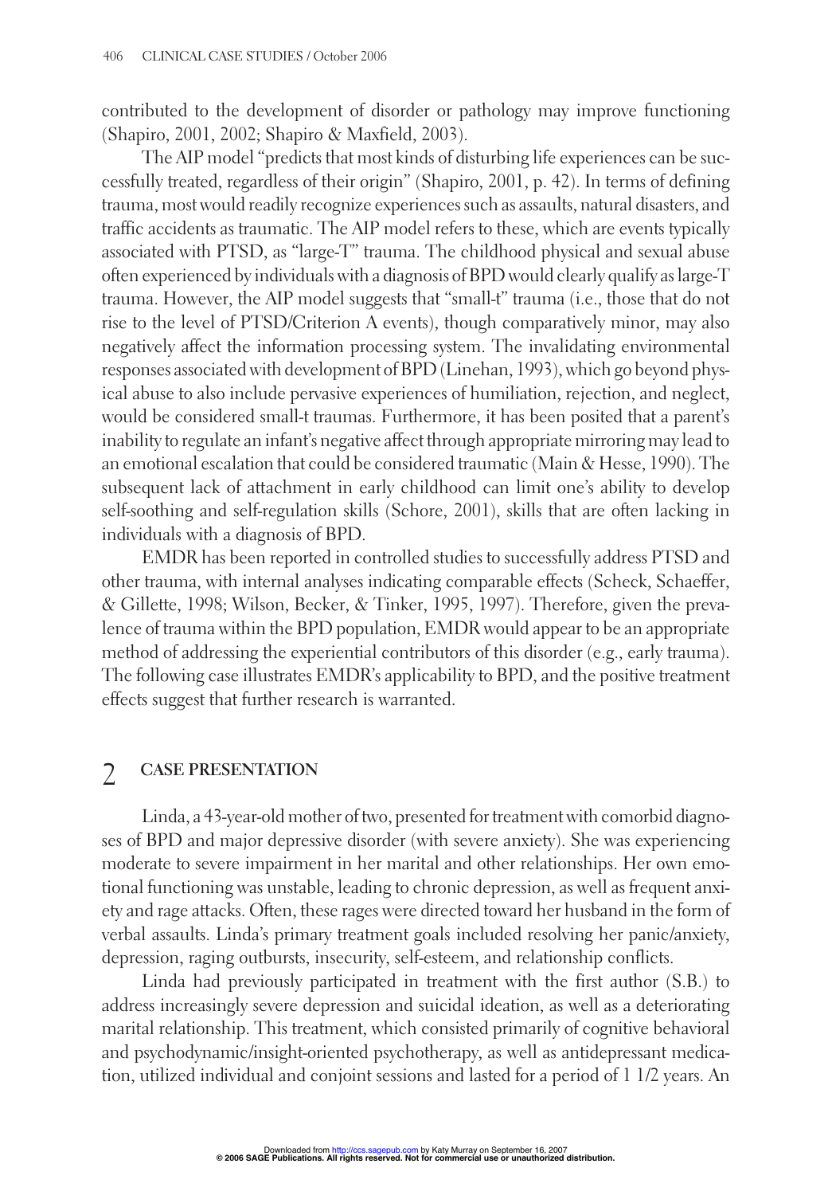contributed to the development of disorder or pathology may improve functioning (Shapiro, 2001, 2002; Shapiro & Maxfield, 2003).

The AIP model "predicts that most kinds of disturbing life experiences can be successfully treated, regardless of their origin" (Shapiro, 2001, p. 42). In terms of defining trauma, most would readily recognize experiences such as assaults, natural disasters, and traffic accidents as traumatic. The AIP model refers to these, which are events typically associated with PTSD, as "large-T" trauma. The childhood physical and sexual abuse often experienced by individuals with a diagnosis of BPD would clearly qualify as large-T trauma. However, the AIP model suggests that "small-t" trauma (i.e., those that do not rise to the level of PTSD/Criterion A events), though comparatively minor, may also negatively affect the information processing system. The invalidating environmental responses associated with development of BPD (Linehan, 1993), which go beyond physical abuse to also include pervasive experiences of humiliation, rejection, and neglect, would be considered small-t traumas. Furthermore, it has been posited that a parent's inability to regulate an infant's negative affect through appropriate mirroring may lead to an emotional escalation that could be considered traumatic (Main & Hesse, 1990). The subsequent lack of attachment in early childhood can limit one's ability to develop self-soothing and self-regulation skills (Schore, 2001), skills that are often lacking in individuals with a diagnosis of BPD.

EMDR has been reported in controlled studies to successfully address PTSD and other trauma, with internal analyses indicating comparable effects (Scheck, Schaeffer, & Gillette, 1998; Wilson, Becker, & Tinker, 1995, 1997). Therefore, given the prevalence of trauma within the BPD population, EMDR would appear to be an appropriate method of addressing the experiential contributors of this disorder (e.g., early trauma). The following case illustrates EMDR's applicability to BPD, and the positive treatment effects suggest that further research is warranted.

## 2 CASE PRESENTATION

Linda, a 43-year-old mother of two, presented for treatment with comorbid diagnoses of BPD and major depressive disorder (with severe anxiety). She was experiencing moderate to severe impairment in her marital and other relationships. Her own emotional functioning was unstable, leading to chronic depression, as well as frequent anxiety and rage attacks. Often, these rages were directed toward her husband in the form of verbal assaults. Linda's primary treatment goals included resolving her panic/anxiety, depression, raging outbursts, insecurity, self-esteem, and relationship conflicts.

Linda had previously participated in treatment with the first author (S.B.) to address increasingly severe depression and suicidal ideation, as well as a deteriorating marital relationship. This treatment, which consisted primarily of cognitive behavioral and psychodynamic/insight-oriented psychotherapy, as well as antidepressant medication, utilized individual and conjoint sessions and lasted for a period of 1 1/2 years. An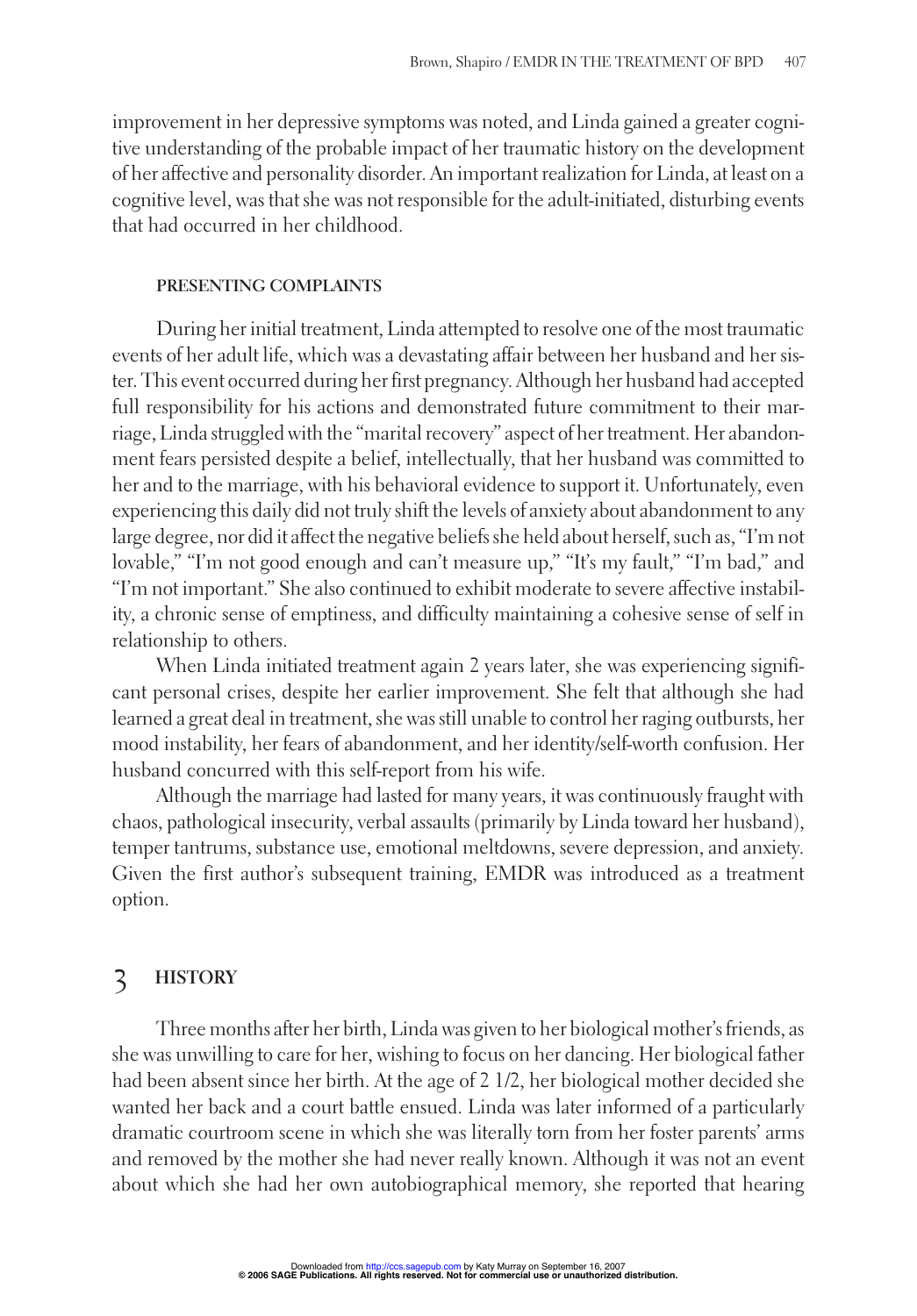improvement in her depressive symptoms was noted, and Linda gained a greater cognitive understanding of the probable impact of her traumatic history on the development of her affective and personality disorder. An important realization for Linda, at least on a cognitive level, was that she was not responsible for the adult-initiated, disturbing events that had occurred in her childhood.

### PRESENTING COMPLAINTS

During her initial treatment, Linda attempted to resolve one of the most traumatic events of her adult life, which was a devastating affair between her husband and her sister. This event occurred during her first pregnancy. Although her husband had accepted full responsibility for his actions and demonstrated future commitment to their marriage, Linda struggled with the "marital recovery" aspect of her treatment. Her abandonment fears persisted despite a belief, intellectually, that her husband was committed to her and to the marriage, with his behavioral evidence to support it. Unfortunately, even experiencing this daily did not truly shift the levels of anxiety about abandonment to any large degree, nor did it affect the negative beliefs she held about herself, such as, "I'm not lovable," "I'm not good enough and can't measure up," "It's my fault," "I'm bad," and "I'm not important." She also continued to exhibit moderate to severe affective instability, a chronic sense of emptiness, and difficulty maintaining a cohesive sense of self in relationship to others.

When Linda initiated treatment again 2 years later, she was experiencing significant personal crises, despite her earlier improvement. She felt that although she had learned a great deal in treatment, she was still unable to control her raging outbursts, her mood instability, her fears of abandonment, and her identity/self-worth confusion. Her husband concurred with this self-report from his wife.

Although the marriage had lasted for many years, it was continuously fraught with chaos, pathological insecurity, verbal assaults (primarily by Linda toward her husband), temper tantrums, substance use, emotional meltdowns, severe depression, and anxiety. Given the first author's subsequent training, EMDR was introduced as a treatment option.

## 3 HISTORY

Three months after her birth, Linda was given to her biological mother's friends, as she was unwilling to care for her, wishing to focus on her dancing. Her biological father had been absent since her birth. At the age of 2 1/2, her biological mother decided she wanted her back and a court battle ensued. Linda was later informed of a particularly dramatic courtroom scene in which she was literally torn from her foster parents' arms and removed by the mother she had never really known. Although it was not an event about which she had her own autobiographical memory, she reported that hearing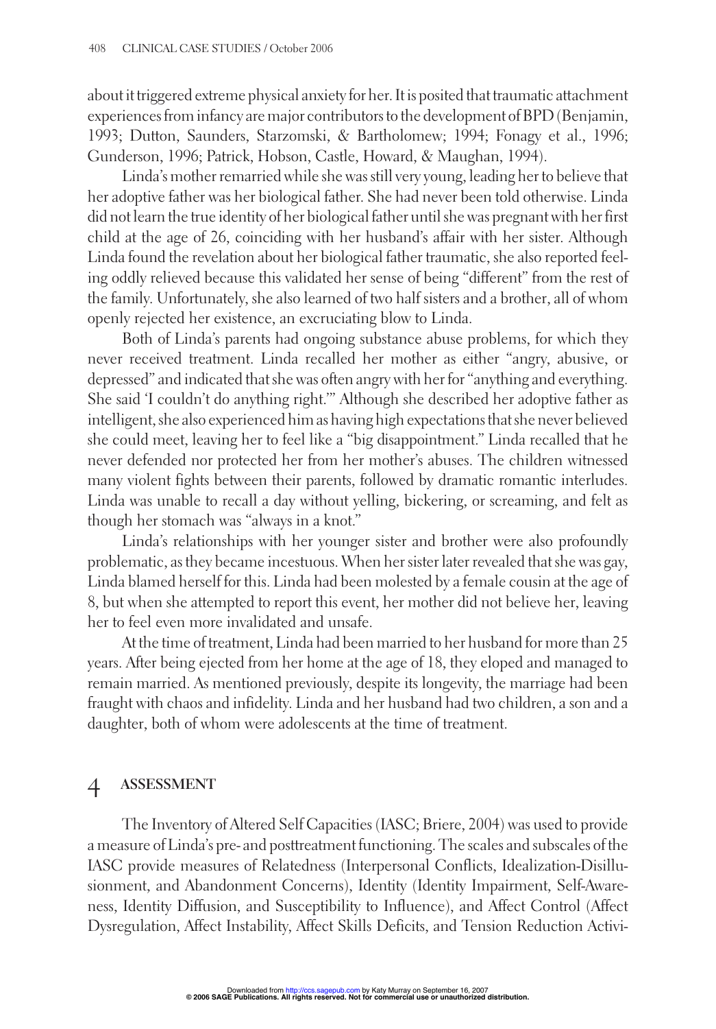about it triggered extreme physical anxiety for her. It is posited that traumatic attachment experiences from infancy are major contributors to the development of BPD (Benjamin, 1993; Dutton, Saunders, Starzomski, & Bartholomew; 1994; Fonagy et al., 1996; Gunderson, 1996; Patrick, Hobson, Castle, Howard, & Maughan, 1994).

Linda's mother remarried while she was still very young, leading her to believe that her adoptive father was her biological father. She had never been told otherwise. Linda did not learn the true identity of her biological father until she was pregnant with her first child at the age of 26, coinciding with her husband's affair with her sister. Although Linda found the revelation about her biological father traumatic, she also reported feeling oddly relieved because this validated her sense of being "different" from the rest of the family. Unfortunately, she also learned of two half sisters and a brother, all of whom openly rejected her existence, an excruciating blow to Linda.

Both of Linda's parents had ongoing substance abuse problems, for which they never received treatment. Linda recalled her mother as either "angry, abusive, or depressed" and indicated that she was often angry with her for "anything and everything. She said 'I couldn't do anything right.'" Although she described her adoptive father as intelligent, she also experienced him as having high expectations that she never believed she could meet, leaving her to feel like a "big disappointment." Linda recalled that he never defended nor protected her from her mother's abuses. The children witnessed many violent fights between their parents, followed by dramatic romantic interludes. Linda was unable to recall a day without yelling, bickering, or screaming, and felt as though her stomach was "always in a knot."

Linda's relationships with her younger sister and brother were also profoundly problematic, as they became incestuous. When her sister later revealed that she was gay, Linda blamed herself for this. Linda had been molested by a female cousin at the age of 8, but when she attempted to report this event, her mother did not believe her, leaving her to feel even more invalidated and unsafe.

At the time of treatment, Linda had been married to her husband for more than 25 years. After being ejected from her home at the age of 18, they eloped and managed to remain married. As mentioned previously, despite its longevity, the marriage had been fraught with chaos and infidelity. Linda and her husband had two children, a son and a daughter, both of whom were adolescents at the time of treatment.

## 4 ASSESSMENT

The Inventory of Altered Self Capacities (IASC; Briere, 2004) was used to provide a measure of Linda's pre- and posttreatment functioning. The scales and subscales of the IASC provide measures of Relatedness (Interpersonal Conflicts, Idealization-Disillusionment, and Abandonment Concerns), Identity (Identity Impairment, Self-Awareness, Identity Diffusion, and Susceptibility to Influence), and Affect Control (Affect Dysregulation, Affect Instability, Affect Skills Deficits, and Tension Reduction Activi-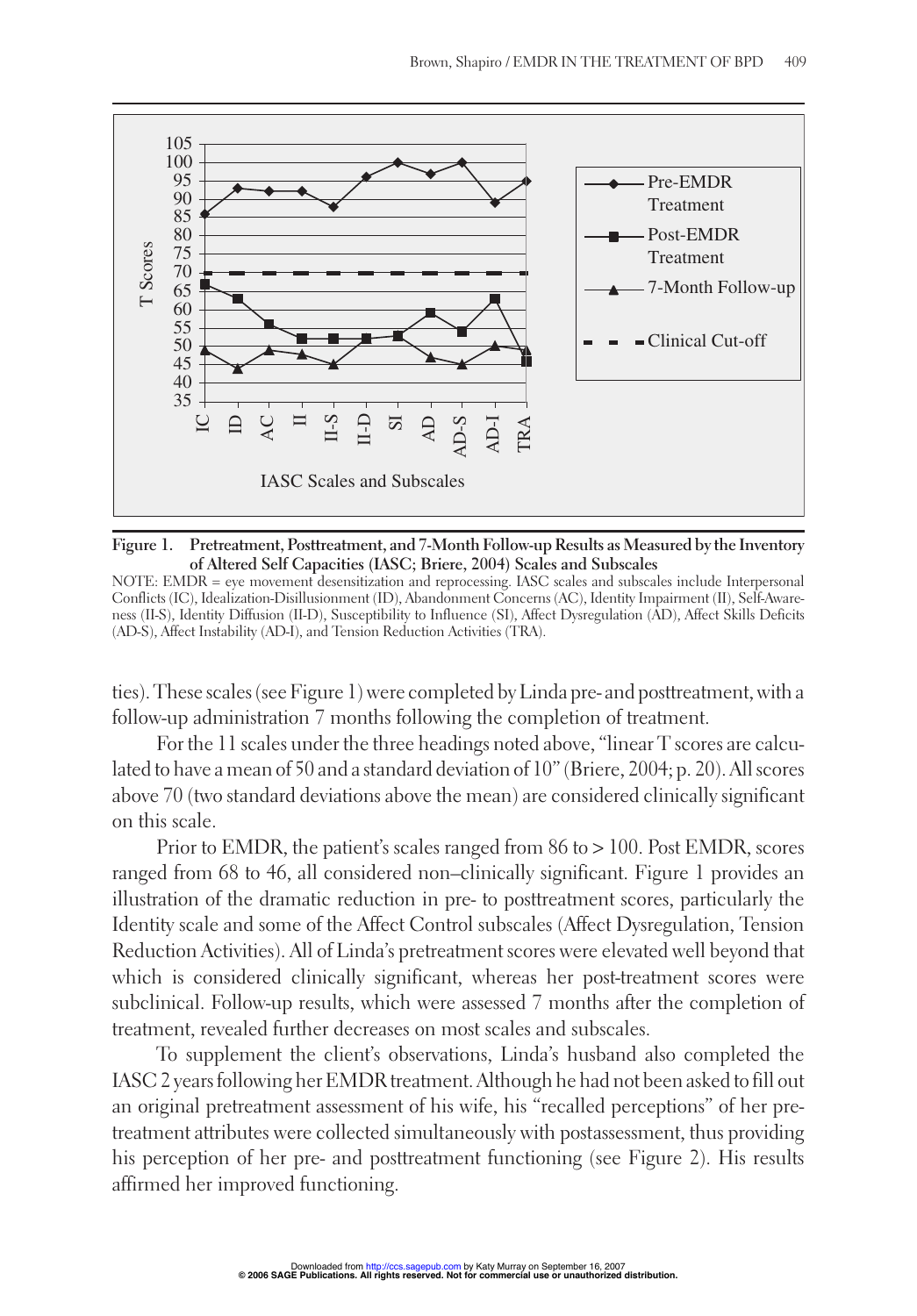Figure 1. Pretreatment, Posttreatment, and 7-Month Follow-up Results as Measured by the Inventory of Altered Self Capacities (IASC; Briere, 2004) Scales and Subscales

NOTE: EMDR = eye movement desensitization and reprocessing. IASC scales and subscales include Interpersonal Conflicts (IC), Idealization-Disillusionment (ID), Abandonment Concerns (AC), Identity Impairment (II), Self-Awareness (II-S), Identity Diffusion (II-D), Susceptibility to Influence (SI), Affect Dysregulation (AD), Affect Skills Deficits (AD-S), Affect Instability (AD-I), and Tension Reduction Activities (TRA).

ties). These scales (see Figure 1) were completed by Linda pre- and posttreatment, with a follow-up administration 7 months following the completion of treatment.

For the 11 scales under the three headings noted above, "linear T scores are calculated to have a mean of 50 and a standard deviation of 10" (Briere, 2004; p. 20). All scores above 70 (two standard deviations above the mean) are considered clinically significant on this scale.

Prior to EMDR, the patient's scales ranged from 86 to > 100. Post EMDR, scores ranged from 68 to 46, all considered non–clinically significant. Figure 1 provides an illustration of the dramatic reduction in pre- to posttreatment scores, particularly the Identity scale and some of the Affect Control subscales (Affect Dysregulation, Tension Reduction Activities). All of Linda's pretreatment scores were elevated well beyond that which is considered clinically significant, whereas her post-treatment scores were subclinical. Follow-up results, which were assessed 7 months after the completion of treatment, revealed further decreases on most scales and subscales.

To supplement the client's observations, Linda's husband also completed the IASC 2 years following her EMDR treatment. Although he had not been asked to fill out an original pretreatment assessment of his wife, his "recalled perceptions" of her pretreatment attributes were collected simultaneously with postassessment, thus providing his perception of her pre- and posttreatment functioning (see Figure 2). His results affirmed her improved functioning.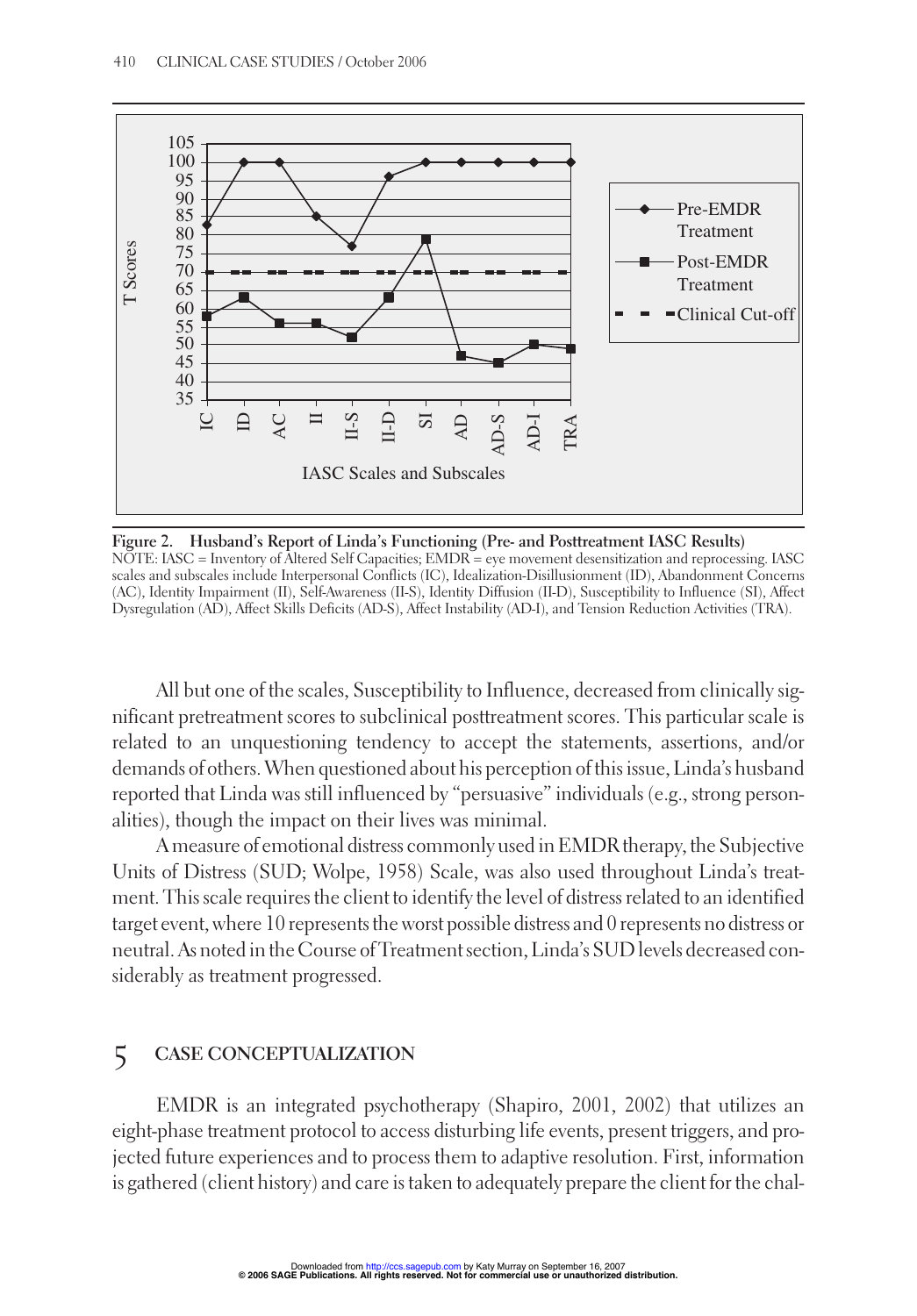Figure 2. Husband's Report of Linda's Functioning (Pre- and Posttreatment IASC Results)
NOTE: IASC = Inventory of Altered Self Capacities; EMDR = eye movement desensitization and reprocessing. IASC scales and subscales include Interpersonal Conflicts (IC), Idealization-Disillusionment (ID), Abandonment Concerns (AC), Identity Impairment (II), Self-Awareness (II-S), Identity Diffusion (II-D), Susceptibility to Influence (SI), Affect Dysregulation (AD), Affect Skills Deficits (AD-S), Affect Instability (AD-I), and Tension Reduction Activities (TRA).

All but one of the scales, Susceptibility to Influence, decreased from clinically significant pretreatment scores to subclinical posttreatment scores. This particular scale is related to an unquestioning tendency to accept the statements, assertions, and/or demands of others. When questioned about his perception of this issue, Linda's husband reported that Linda was still influenced by "persuasive" individuals (e.g., strong personalities), though the impact on their lives was minimal.

A measure of emotional distress commonly used in EMDR therapy, the Subjective Units of Distress (SUD; Wolpe, 1958) Scale, was also used throughout Linda's treatment. This scale requires the client to identify the level of distress related to an identified target event, where 10 represents the worst possible distress and 0 represents no distress or neutral. As noted in the Course of Treatment section, Linda's SUD levels decreased considerably as treatment progressed.

## 5 CASE CONCEPTUALIZATION

EMDR is an integrated psychotherapy (Shapiro, 2001, 2002) that utilizes an eight-phase treatment protocol to access disturbing life events, present triggers, and projected future experiences and to process them to adaptive resolution. First, information is gathered (client history) and care is taken to adequately prepare the client for the chal-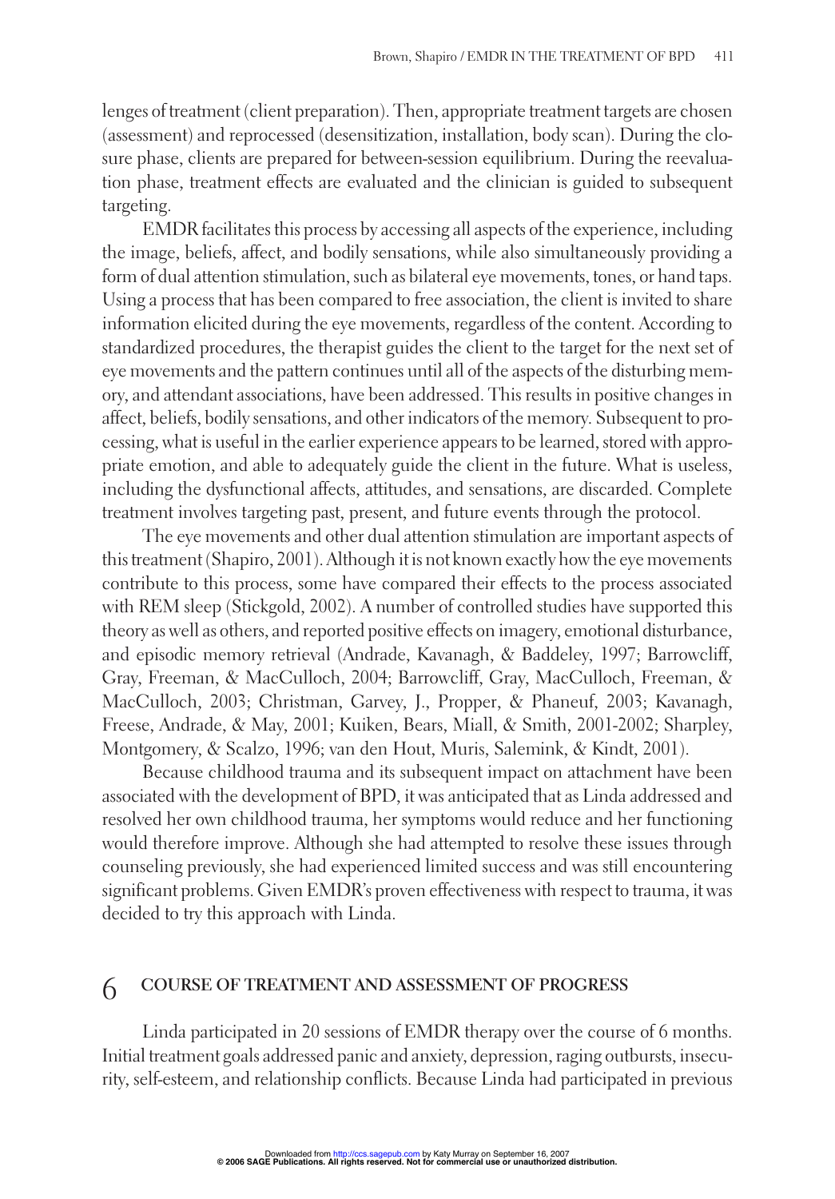lenges of treatment (client preparation). Then, appropriate treatment targets are chosen (assessment) and reprocessed (desensitization, installation, body scan). During the closure phase, clients are prepared for between-session equilibrium. During the reevaluation phase, treatment effects are evaluated and the clinician is guided to subsequent targeting.

EMDR facilitates this process by accessing all aspects of the experience, including the image, beliefs, affect, and bodily sensations, while also simultaneously providing a form of dual attention stimulation, such as bilateral eye movements, tones, or hand taps. Using a process that has been compared to free association, the client is invited to share information elicited during the eye movements, regardless of the content. According to standardized procedures, the therapist guides the client to the target for the next set of eye movements and the pattern continues until all of the aspects of the disturbing memory, and attendant associations, have been addressed. This results in positive changes in affect, beliefs, bodily sensations, and other indicators of the memory. Subsequent to processing, what is useful in the earlier experience appears to be learned, stored with appropriate emotion, and able to adequately guide the client in the future. What is useless, including the dysfunctional affects, attitudes, and sensations, are discarded. Complete treatment involves targeting past, present, and future events through the protocol.

The eye movements and other dual attention stimulation are important aspects of this treatment (Shapiro, 2001). Although it is not known exactly how the eye movements contribute to this process, some have compared their effects to the process associated with REM sleep (Stickgold, 2002). A number of controlled studies have supported this theory as well as others, and reported positive effects on imagery, emotional disturbance, and episodic memory retrieval (Andrade, Kavanagh, & Baddeley, 1997; Barrowcliff, Gray, Freeman, & MacCulloch, 2004; Barrowcliff, Gray, MacCulloch, Freeman, & MacCulloch, 2003; Christman, Garvey, J., Propper, & Phaneuf, 2003; Kavanagh, Freese, Andrade, & May, 2001; Kuiken, Bears, Miall, & Smith, 2001-2002; Sharpley, Montgomery, & Scalzo, 1996; van den Hout, Muris, Salemink, & Kindt, 2001).

Because childhood trauma and its subsequent impact on attachment have been associated with the development of BPD, it was anticipated that as Linda addressed and resolved her own childhood trauma, her symptoms would reduce and her functioning would therefore improve. Although she had attempted to resolve these issues through counseling previously, she had experienced limited success and was still encountering significant problems. Given EMDR's proven effectiveness with respect to trauma, it was decided to try this approach with Linda.

## 6 COURSE OF TREATMENT AND ASSESSMENT OF PROGRESS

Linda participated in 20 sessions of EMDR therapy over the course of 6 months. Initial treatment goals addressed panic and anxiety, depression, raging outbursts, insecurity, self-esteem, and relationship conflicts. Because Linda had participated in previous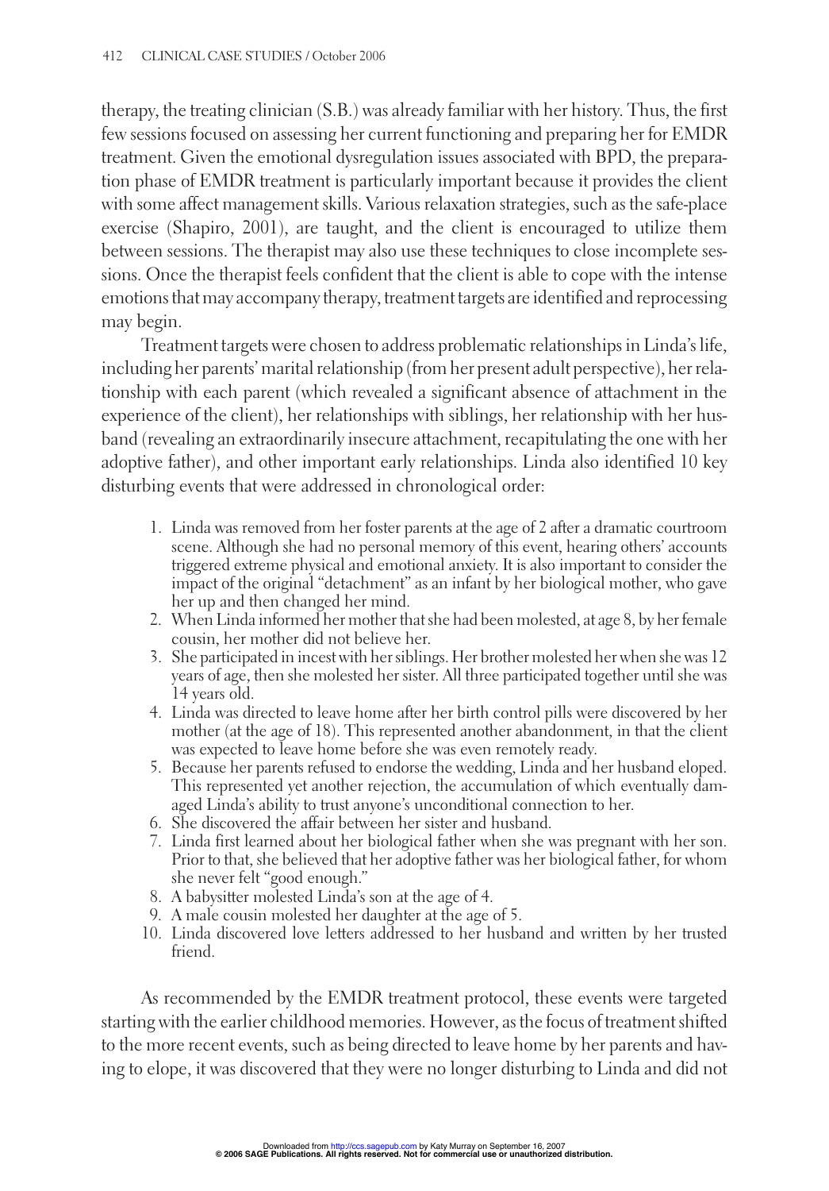therapy, the treating clinician (S.B.) was already familiar with her history. Thus, the first few sessions focused on assessing her current functioning and preparing her for EMDR treatment. Given the emotional dysregulation issues associated with BPD, the preparation phase of EMDR treatment is particularly important because it provides the client with some affect management skills. Various relaxation strategies, such as the safe-place exercise (Shapiro, 2001), are taught, and the client is encouraged to utilize them between sessions. The therapist may also use these techniques to close incomplete sessions. Once the therapist feels confident that the client is able to cope with the intense emotions that may accompany therapy, treatment targets are identified and reprocessing may begin.

Treatment targets were chosen to address problematic relationships in Linda's life, including her parents' marital relationship (from her present adult perspective), her relationship with each parent (which revealed a significant absence of attachment in the experience of the client), her relationships with siblings, her relationship with her husband (revealing an extraordinarily insecure attachment, recapitulating the one with her adoptive father), and other important early relationships. Linda also identified 10 key disturbing events that were addressed in chronological order:

1. Linda was removed from her foster parents at the age of 2 after a dramatic courtroom scene. Although she had no personal memory of this event, hearing others' accounts triggered extreme physical and emotional anxiety. It is also important to consider the impact of the original "detachment" as an infant by her biological mother, who gave her up and then changed her mind.
2. When Linda informed her mother that she had been molested, at age 8, by her female cousin, her mother did not believe her.
3. She participated in incest with her siblings. Her brother molested her when she was 12 years of age, then she molested her sister. All three participated together until she was 14 years old.
4. Linda was directed to leave home after her birth control pills were discovered by her mother (at the age of 18). This represented another abandonment, in that the client was expected to leave home before she was even remotely ready.
5. Because her parents refused to endorse the wedding, Linda and her husband eloped. This represented yet another rejection, the accumulation of which eventually damaged Linda's ability to trust anyone's unconditional connection to her.
6. She discovered the affair between her sister and husband.
7. Linda first learned about her biological father when she was pregnant with her son. Prior to that, she believed that her adoptive father was her biological father, for whom she never felt "good enough."
8. A babysitter molested Linda's son at the age of 4.
9. A male cousin molested her daughter at the age of 5.
10. Linda discovered love letters addressed to her husband and written by her trusted friend.

As recommended by the EMDR treatment protocol, these events were targeted starting with the earlier childhood memories. However, as the focus of treatment shifted to the more recent events, such as being directed to leave home by her parents and having to elope, it was discovered that they were no longer disturbing to Linda and did not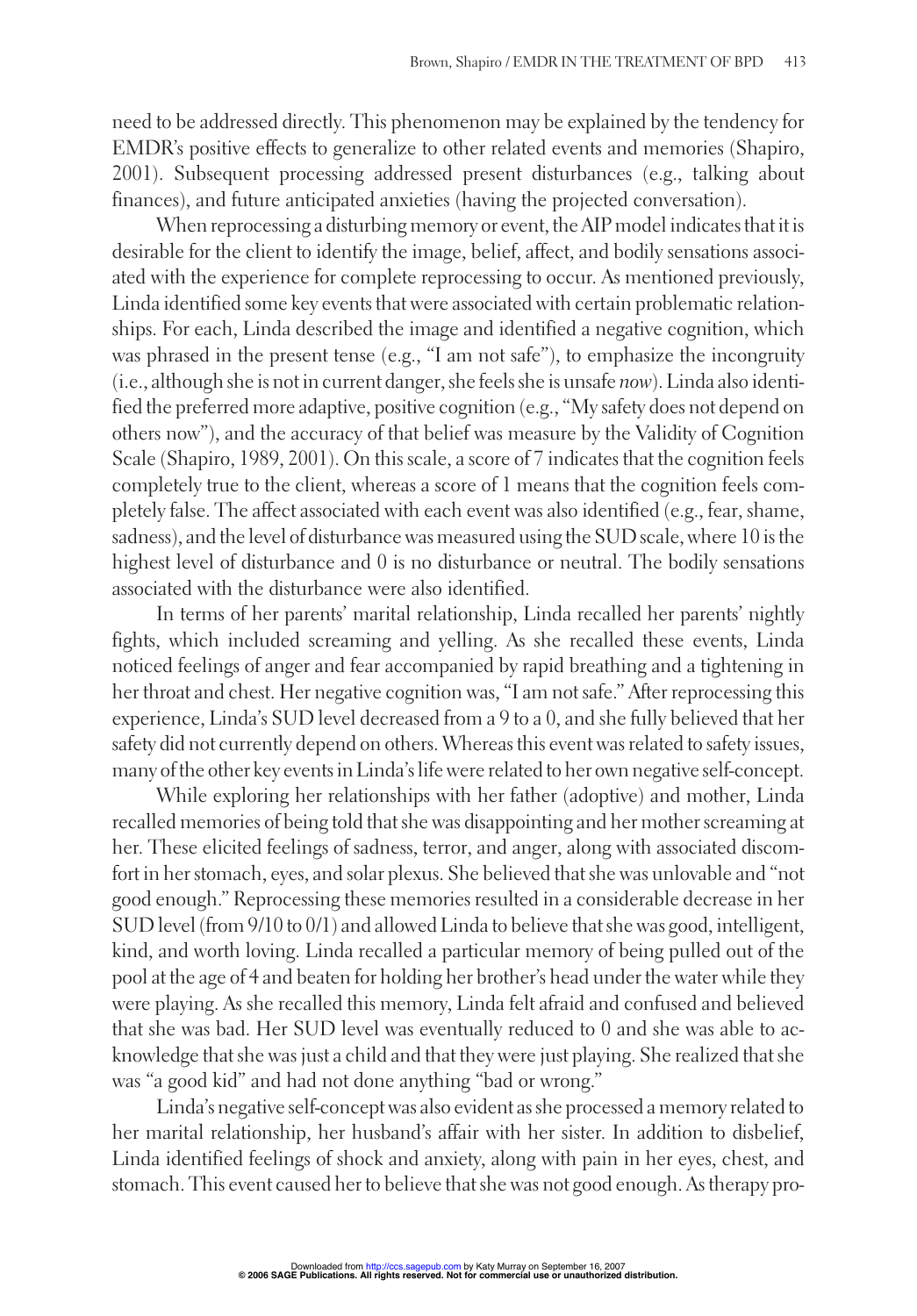need to be addressed directly. This phenomenon may be explained by the tendency for EMDR's positive effects to generalize to other related events and memories (Shapiro, 2001). Subsequent processing addressed present disturbances (e.g., talking about finances), and future anticipated anxieties (having the projected conversation).

When reprocessing a disturbing memory or event, the AIP model indicates that it is desirable for the client to identify the image, belief, affect, and bodily sensations associated with the experience for complete reprocessing to occur. As mentioned previously, Linda identified some key events that were associated with certain problematic relationships. For each, Linda described the image and identified a negative cognition, which was phrased in the present tense (e.g., "I am not safe"), to emphasize the incongruity (i.e., although she is not in current danger, she feels she is unsafe *now*). Linda also identified the preferred more adaptive, positive cognition (e.g., "My safety does not depend on others now"), and the accuracy of that belief was measure by the Validity of Cognition Scale (Shapiro, 1989, 2001). On this scale, a score of 7 indicates that the cognition feels completely true to the client, whereas a score of 1 means that the cognition feels completely false. The affect associated with each event was also identified (e.g., fear, shame, sadness), and the level of disturbance was measured using the SUD scale, where 10 is the highest level of disturbance and 0 is no disturbance or neutral. The bodily sensations associated with the disturbance were also identified.

In terms of her parents' marital relationship, Linda recalled her parents' nightly fights, which included screaming and yelling. As she recalled these events, Linda noticed feelings of anger and fear accompanied by rapid breathing and a tightening in her throat and chest. Her negative cognition was, "I am not safe." After reprocessing this experience, Linda's SUD level decreased from a 9 to a 0, and she fully believed that her safety did not currently depend on others. Whereas this event was related to safety issues, many of the other key events in Linda's life were related to her own negative self-concept.

While exploring her relationships with her father (adoptive) and mother, Linda recalled memories of being told that she was disappointing and her mother screaming at her. These elicited feelings of sadness, terror, and anger, along with associated discomfort in her stomach, eyes, and solar plexus. She believed that she was unlovable and "not good enough." Reprocessing these memories resulted in a considerable decrease in her SUD level (from 9/10 to 0/1) and allowed Linda to believe that she was good, intelligent, kind, and worth loving. Linda recalled a particular memory of being pulled out of the pool at the age of 4 and beaten for holding her brother's head under the water while they were playing. As she recalled this memory, Linda felt afraid and confused and believed that she was bad. Her SUD level was eventually reduced to 0 and she was able to acknowledge that she was just a child and that they were just playing. She realized that she was "a good kid" and had not done anything "bad or wrong."

Linda's negative self-concept was also evident as she processed a memory related to her marital relationship, her husband's affair with her sister. In addition to disbelief, Linda identified feelings of shock and anxiety, along with pain in her eyes, chest, and stomach. This event caused her to believe that she was not good enough. As therapy pro-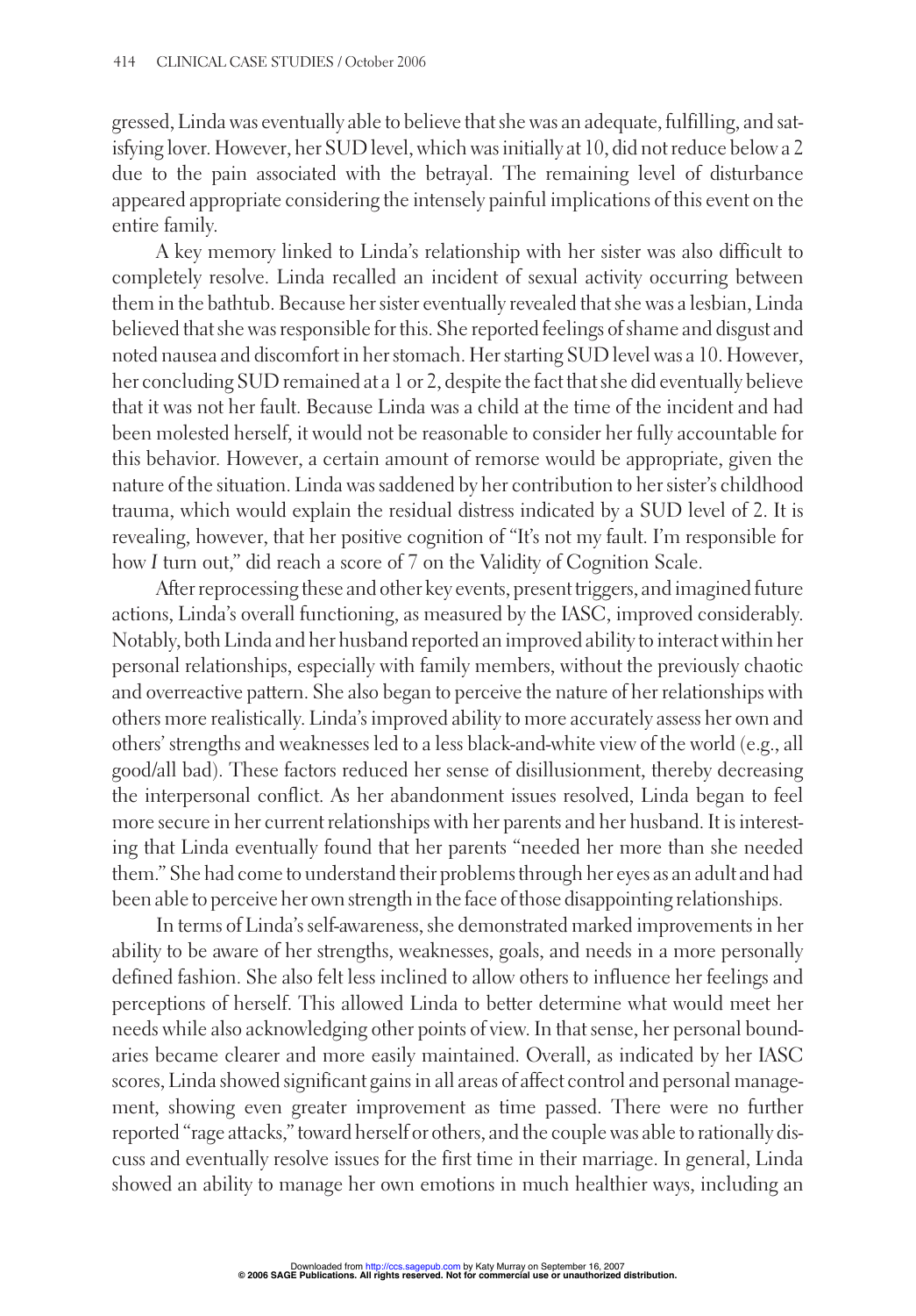gressed, Linda was eventually able to believe that she was an adequate, fulfilling, and satisfying lover. However, her SUD level, which was initially at 10, did not reduce below a 2 due to the pain associated with the betrayal. The remaining level of disturbance appeared appropriate considering the intensely painful implications of this event on the entire family.

A key memory linked to Linda's relationship with her sister was also difficult to completely resolve. Linda recalled an incident of sexual activity occurring between them in the bathtub. Because her sister eventually revealed that she was a lesbian, Linda believed that she was responsible for this. She reported feelings of shame and disgust and noted nausea and discomfort in her stomach. Her starting SUD level was a 10. However, her concluding SUD remained at a 1 or 2, despite the fact that she did eventually believe that it was not her fault. Because Linda was a child at the time of the incident and had been molested herself, it would not be reasonable to consider her fully accountable for this behavior. However, a certain amount of remorse would be appropriate, given the nature of the situation. Linda was saddened by her contribution to her sister's childhood trauma, which would explain the residual distress indicated by a SUD level of 2. It is revealing, however, that her positive cognition of "It's not my fault. I'm responsible for how *I* turn out," did reach a score of 7 on the Validity of Cognition Scale.

After reprocessing these and other key events, present triggers, and imagined future actions, Linda's overall functioning, as measured by the IASC, improved considerably. Notably, both Linda and her husband reported an improved ability to interact within her personal relationships, especially with family members, without the previously chaotic and overreactive pattern. She also began to perceive the nature of her relationships with others more realistically. Linda's improved ability to more accurately assess her own and others' strengths and weaknesses led to a less black-and-white view of the world (e.g., all good/all bad). These factors reduced her sense of disillusionment, thereby decreasing the interpersonal conflict. As her abandonment issues resolved, Linda began to feel more secure in her current relationships with her parents and her husband. It is interesting that Linda eventually found that her parents "needed her more than she needed them." She had come to understand their problems through her eyes as an adult and had been able to perceive her own strength in the face of those disappointing relationships.

In terms of Linda's self-awareness, she demonstrated marked improvements in her ability to be aware of her strengths, weaknesses, goals, and needs in a more personally defined fashion. She also felt less inclined to allow others to influence her feelings and perceptions of herself. This allowed Linda to better determine what would meet her needs while also acknowledging other points of view. In that sense, her personal boundaries became clearer and more easily maintained. Overall, as indicated by her IASC scores, Linda showed significant gains in all areas of affect control and personal management, showing even greater improvement as time passed. There were no further reported "rage attacks," toward herself or others, and the couple was able to rationally discuss and eventually resolve issues for the first time in their marriage. In general, Linda showed an ability to manage her own emotions in much healthier ways, including an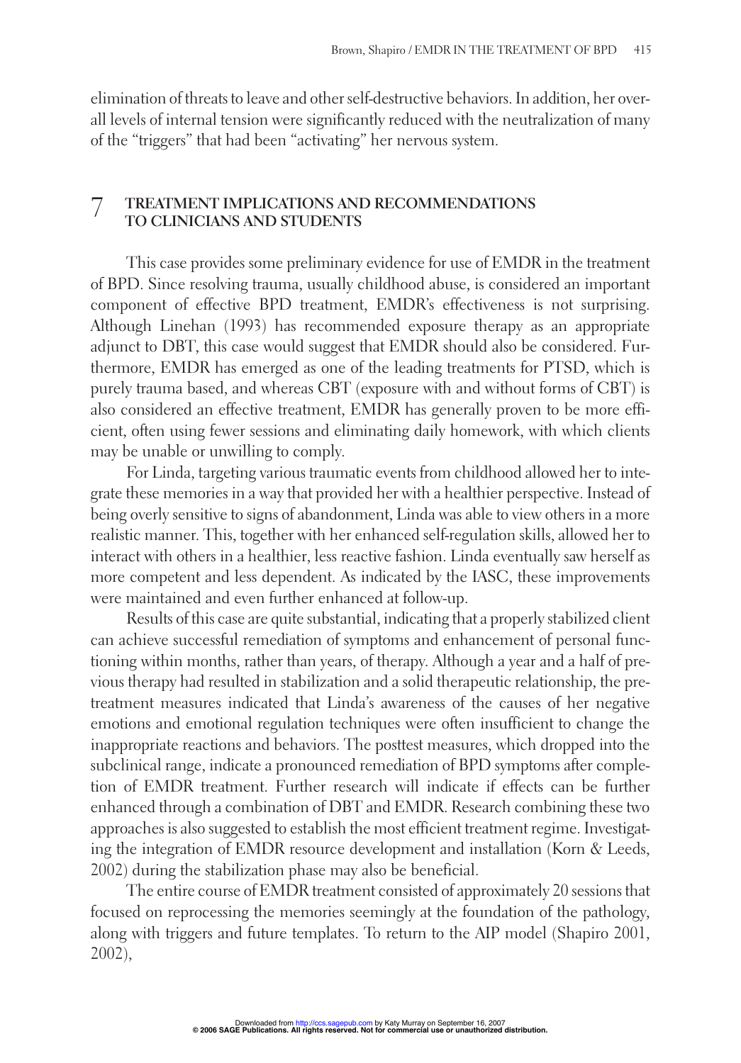elimination of threats to leave and other self-destructive behaviors. In addition, her overall levels of internal tension were significantly reduced with the neutralization of many of the "triggers" that had been "activating" her nervous system.

## 7 TREATMENT IMPLICATIONS AND RECOMMENDATIONS TO CLINICIANS AND STUDENTS

This case provides some preliminary evidence for use of EMDR in the treatment of BPD. Since resolving trauma, usually childhood abuse, is considered an important component of effective BPD treatment, EMDR's effectiveness is not surprising. Although Linehan (1993) has recommended exposure therapy as an appropriate adjunct to DBT, this case would suggest that EMDR should also be considered. Furthermore, EMDR has emerged as one of the leading treatments for PTSD, which is purely trauma based, and whereas CBT (exposure with and without forms of CBT) is also considered an effective treatment, EMDR has generally proven to be more efficient, often using fewer sessions and eliminating daily homework, with which clients may be unable or unwilling to comply.

For Linda, targeting various traumatic events from childhood allowed her to integrate these memories in a way that provided her with a healthier perspective. Instead of being overly sensitive to signs of abandonment, Linda was able to view others in a more realistic manner. This, together with her enhanced self-regulation skills, allowed her to interact with others in a healthier, less reactive fashion. Linda eventually saw herself as more competent and less dependent. As indicated by the IASC, these improvements were maintained and even further enhanced at follow-up.

Results of this case are quite substantial, indicating that a properly stabilized client can achieve successful remediation of symptoms and enhancement of personal functioning within months, rather than years, of therapy. Although a year and a half of previous therapy had resulted in stabilization and a solid therapeutic relationship, the pretreatment measures indicated that Linda's awareness of the causes of her negative emotions and emotional regulation techniques were often insufficient to change the inappropriate reactions and behaviors. The posttest measures, which dropped into the subclinical range, indicate a pronounced remediation of BPD symptoms after completion of EMDR treatment. Further research will indicate if effects can be further enhanced through a combination of DBT and EMDR. Research combining these two approaches is also suggested to establish the most efficient treatment regime. Investigating the integration of EMDR resource development and installation (Korn & Leeds, 2002) during the stabilization phase may also be beneficial.

The entire course of EMDR treatment consisted of approximately 20 sessions that focused on reprocessing the memories seemingly at the foundation of the pathology, along with triggers and future templates. To return to the AIP model (Shapiro 2001, 2002),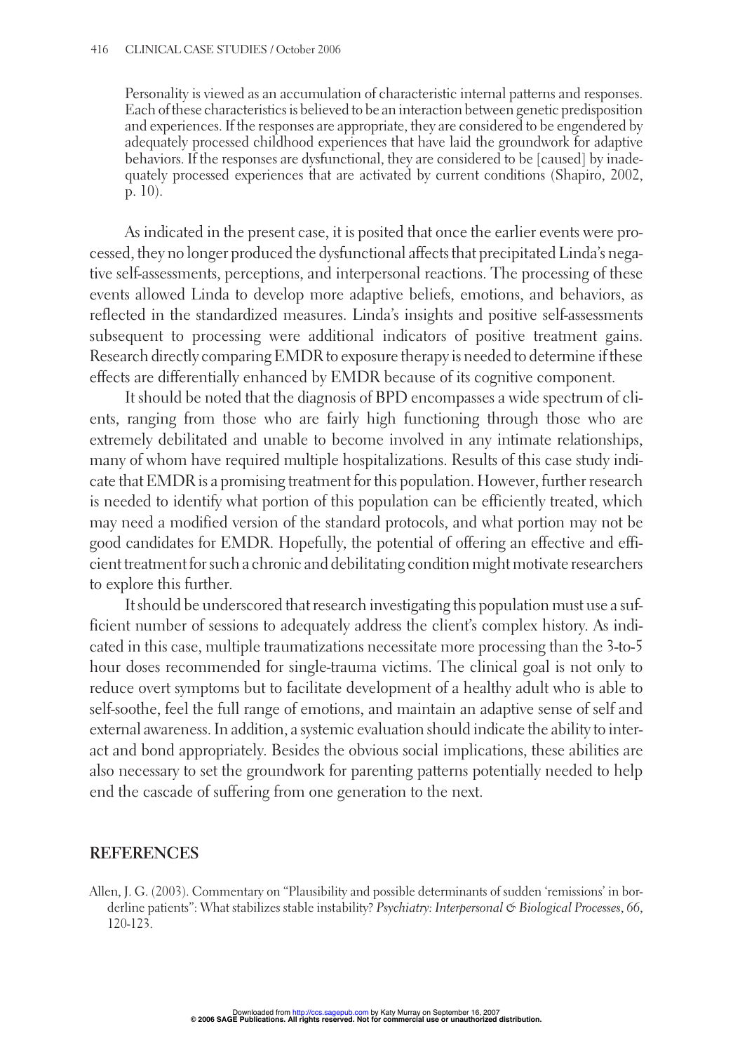> Personality is viewed as an accumulation of characteristic internal patterns and responses. Each of these characteristics is believed to be an interaction between genetic predisposition and experiences. If the responses are appropriate, they are considered to be engendered by adequately processed childhood experiences that have laid the groundwork for adaptive behaviors. If the responses are dysfunctional, they are considered to be [caused] by inadequately processed experiences that are activated by current conditions (Shapiro, 2002, p. 10).

As indicated in the present case, it is posited that once the earlier events were processed, they no longer produced the dysfunctional affects that precipitated Linda's negative self-assessments, perceptions, and interpersonal reactions. The processing of these events allowed Linda to develop more adaptive beliefs, emotions, and behaviors, as reflected in the standardized measures. Linda's insights and positive self-assessments subsequent to processing were additional indicators of positive treatment gains. Research directly comparing EMDR to exposure therapy is needed to determine if these effects are differentially enhanced by EMDR because of its cognitive component.

It should be noted that the diagnosis of BPD encompasses a wide spectrum of clients, ranging from those who are fairly high functioning through those who are extremely debilitated and unable to become involved in any intimate relationships, many of whom have required multiple hospitalizations. Results of this case study indicate that EMDR is a promising treatment for this population. However, further research is needed to identify what portion of this population can be efficiently treated, which may need a modified version of the standard protocols, and what portion may not be good candidates for EMDR. Hopefully, the potential of offering an effective and efficient treatment for such a chronic and debilitating condition might motivate researchers to explore this further.

It should be underscored that research investigating this population must use a sufficient number of sessions to adequately address the client's complex history. As indicated in this case, multiple traumatizations necessitate more processing than the 3-to-5 hour doses recommended for single-trauma victims. The clinical goal is not only to reduce overt symptoms but to facilitate development of a healthy adult who is able to self-soothe, feel the full range of emotions, and maintain an adaptive sense of self and external awareness. In addition, a systemic evaluation should indicate the ability to interact and bond appropriately. Besides the obvious social implications, these abilities are also necessary to set the groundwork for parenting patterns potentially needed to help end the cascade of suffering from one generation to the next.

## REFERENCES

Allen, J. G. (2003). Commentary on "Plausibility and possible determinants of sudden 'remissions' in borderline patients": What stabilizes stable instability? *Psychiatry: Interpersonal & Biological Processes*, *66*, 120-123.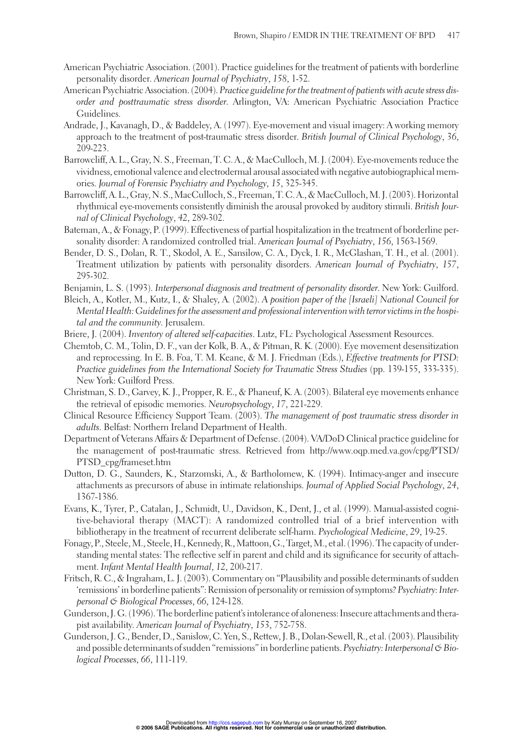American Psychiatric Association. (2001). Practice guidelines for the treatment of patients with borderline personality disorder. *American Journal of Psychiatry*, *158*, 1-52.

American Psychiatric Association. (2004). *Practice guideline for the treatment of patients with acute stress disorder and posttraumatic stress disorder*. Arlington, VA: American Psychiatric Association Practice Guidelines.

Andrade, J., Kavanagh, D., & Baddeley, A. (1997). Eye-movement and visual imagery: A working memory approach to the treatment of post-traumatic stress disorder. *British Journal of Clinical Psychology*, *36*, 209-223.

Barrowcliff, A. L., Gray, N. S., Freeman, T. C. A., & MacCulloch, M. J. (2004). Eye-movements reduce the vividness, emotional valence and electrodermal arousal associated with negative autobiographical memories. *Journal of Forensic Psychiatry and Psychology*, *15*, 325-345.

Barrowcliff, A. L., Gray, N. S., MacCulloch, S., Freeman, T. C. A., & MacCulloch, M. J. (2003). Horizontal rhythmical eye-movements consistently diminish the arousal provoked by auditory stimuli. *British Journal of Clinical Psychology*, *42*, 289-302.

Bateman, A., & Fonagy, P. (1999). Effectiveness of partial hospitalization in the treatment of borderline personality disorder: A randomized controlled trial. *American Journal of Psychiatry*, *156*, 1563-1569.

Bender, D. S., Dolan, R. T., Skodol, A. E., Sansilow, C. A., Dyck, I. R., McGlashan, T. H., et al. (2001). Treatment utilization by patients with personality disorders. *American Journal of Psychiatry*, *157*, 295-302.

Benjamin, L. S. (1993). *Interpersonal diagnosis and treatment of personality disorder*. New York: Guilford.

Bleich, A., Kotler, M., Kutz, I., & Shaley, A. (2002). *A position paper of the [Israeli] National Council for Mental Health: Guidelines for the assessment and professional intervention with terror victims in the hospital and the community*. Jerusalem.

Briere, J. (2004). *Inventory of altered self-capacities*. Lutz, FL: Psychological Assessment Resources.

Chemtob, C. M., Tolin, D. F., van der Kolk, B. A., & Pitman, R. K. (2000). Eye movement desensitization and reprocessing. In E. B. Foa, T. M. Keane, & M. J. Friedman (Eds.), *Effective treatments for PTSD: Practice guidelines from the International Society for Traumatic Stress Studies* (pp. 139-155, 333-335). New York: Guilford Press.

Christman, S. D., Garvey, K. J., Propper, R. E., & Phaneuf, K. A. (2003). Bilateral eye movements enhance the retrieval of episodic memories. *Neuropsychology*, *17*, 221-229.

Clinical Resource Efficiency Support Team. (2003). *The management of post traumatic stress disorder in adults*. Belfast: Northern Ireland Department of Health.

Department of Veterans Affairs & Department of Defense. (2004). VA/DoD Clinical practice guideline for the management of post-traumatic stress. Retrieved from http://www.oqp.med.va.gov/cpg/PTSD/PTSD_cpg/frameset.htm

Dutton, D. G., Saunders, K., Starzomski, A., & Bartholomew, K. (1994). Intimacy-anger and insecure attachments as precursors of abuse in intimate relationships. *Journal of Applied Social Psychology*, *24*, 1367-1386.

Evans, K., Tyrer, P., Catalan, J., Schmidt, U., Davidson, K., Dent, J., et al. (1999). Manual-assisted cognitive-behavioral therapy (MACT): A randomized controlled trial of a brief intervention with bibliotherapy in the treatment of recurrent deliberate self-harm. *Psychological Medicine*, *29*, 19-25.

Fonagy, P., Steele, M., Steele, H., Kennedy, R., Mattoon, G., Target, M., et al. (1996). The capacity of understanding mental states: The reflective self in parent and child and its significance for security of attachment. *Infant Mental Health Journal*, *12*, 200-217.

Fritsch, R. C., & Ingraham, L. J. (2003). Commentary on "Plausibility and possible determinants of sudden 'remissions' in borderline patients": Remission of personality or remission of symptoms? *Psychiatry: Interpersonal & Biological Processes*, *66*, 124-128.

Gunderson, J. G. (1996). The borderline patient's intolerance of aloneness: Insecure attachments and therapist availability. *American Journal of Psychiatry*, *153*, 752-758.

Gunderson, J. G., Bender, D., Sanislow, C. Yen, S., Rettew, J. B., Dolan-Sewell, R., et al. (2003). Plausibility and possible determinants of sudden "remissions" in borderline patients. *Psychiatry: Interpersonal & Biological Processes*, *66*, 111-119.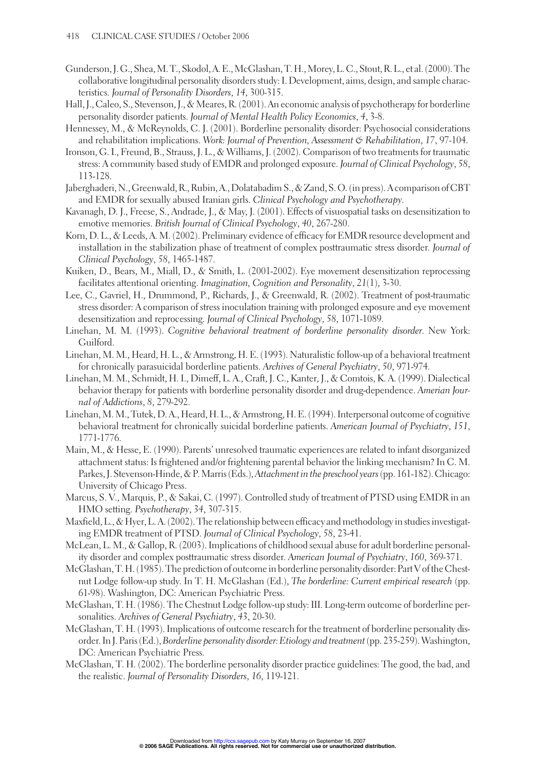Gunderson, J. G., Shea, M. T., Skodol, A. E., McGlashan, T. H., Morey, L. C., Stout, R. L., et al. (2000). The collaborative longitudinal personality disorders study: I. Development, aims, design, and sample characteristics. *Journal of Personality Disorders*, *14*, 300-315.

Hall, J., Caleo, S., Stevenson, J., & Meares, R. (2001). An economic analysis of psychotherapy for borderline personality disorder patients. *Journal of Mental Health Policy Economics*, *4*, 3-8.

Hennessey, M., & McReynolds, C. J. (2001). Borderline personality disorder: Psychosocial considerations and rehabilitation implications. *Work: Journal of Prevention, Assessment & Rehabilitation*, *17*, 97-104.

Ironson, G. I., Freund, B., Strauss, J. L., & Williams, J. (2002). Comparison of two treatments for traumatic stress: A community based study of EMDR and prolonged exposure. *Journal of Clinical Psychology*, *58*, 113-128.

Jaberghaderi, N., Greenwald, R., Rubin, A., Dolatabadim S., & Zand, S. O. (in press). A comparison of CBT and EMDR for sexually abused Iranian girls. *Clinical Psychology and Psychotherapy*.

Kavanagh, D. J., Freese, S., Andrade, J., & May, J. (2001). Effects of visuospatial tasks on desensitization to emotive memories. *British Journal of Clinical Psychology*, *40*, 267-280.

Korn, D. L., & Leeds, A. M. (2002). Preliminary evidence of efficacy for EMDR resource development and installation in the stabilization phase of treatment of complex posttraumatic stress disorder. *Journal of Clinical Psychology*, *58*, 1465-1487.

Kuiken, D., Bears, M., Miall, D., & Smith, L. (2001-2002). Eye movement desensitization reprocessing facilitates attentional orienting. *Imagination, Cognition and Personality*, *21*(1), 3-30.

Lee, C., Gavriel, H., Drummond, P., Richards, J., & Greenwald, R. (2002). Treatment of post-traumatic stress disorder: A comparison of stress inoculation training with prolonged exposure and eye movement desensitization and reprocessing. *Journal of Clinical Psychology*, *58*, 1071-1089.

Linehan, M. M. (1993). *Cognitive behavioral treatment of borderline personality disorder*. New York: Guilford.

Linehan, M. M., Heard, H. L., & Armstrong, H. E. (1993). Naturalistic follow-up of a behavioral treatment for chronically parasuicidal borderline patients. *Archives of General Psychiatry*, *50*, 971-974.

Linehan, M. M., Schmidt, H. I., Dimeff, L. A., Craft, J. C., Kanter, J., & Comtois, K. A. (1999). Dialectical behavior therapy for patients with borderline personality disorder and drug-dependence. *Amerian Journal of Addictions*, *8*, 279-292.

Linehan, M. M., Tutek, D. A., Heard, H. L., & Armstrong, H. E. (1994). Interpersonal outcome of cognitive behavioral treatment for chronically suicidal borderline patients. *American Journal of Psychiatry*, *151*, 1771-1776.

Main, M., & Hesse, E. (1990). Parents' unresolved traumatic experiences are related to infant disorganized attachment status: Is frightened and/or frightening parental behavior the linking mechanism? In C. M. Parkes, J. Stevenson-Hinde, & P. Marris (Eds.), *Attachment in the preschool years* (pp. 161-182). Chicago: University of Chicago Press.

Marcus, S. V., Marquis, P., & Sakai, C. (1997). Controlled study of treatment of PTSD using EMDR in an HMO setting. *Psychotherapy*, *34*, 307-315.

Maxfield, L., & Hyer, L. A. (2002). The relationship between efficacy and methodology in studies investigating EMDR treatment of PTSD. *Journal of Clinical Psychology*, *58*, 23-41.

McLean, L. M., & Gallop, R. (2003). Implications of childhood sexual abuse for adult borderline personality disorder and complex posttraumatic stress disorder. *American Journal of Psychiatry*, *160*, 369-371.

McGlashan, T. H. (1985). The prediction of outcome in borderline personality disorder: Part V of the Chestnut Lodge follow-up study. In T. H. McGlashan (Ed.), *The borderline: Current empirical research* (pp. 61-98). Washington, DC: American Psychiatric Press.

McGlashan, T. H. (1986). The Chestnut Lodge follow-up study: III. Long-term outcome of borderline personalities. *Archives of General Psychiatry*, *43*, 20-30.

McGlashan, T. H. (1993). Implications of outcome research for the treatment of borderline personality disorder. In J. Paris (Ed.), *Borderline personality disorder: Etiology and treatment* (pp. 235-259). Washington, DC: American Psychiatric Press.

McGlashan, T. H. (2002). The borderline personality disorder practice guidelines: The good, the bad, and the realistic. *Journal of Personality Disorders*, *16*, 119-121.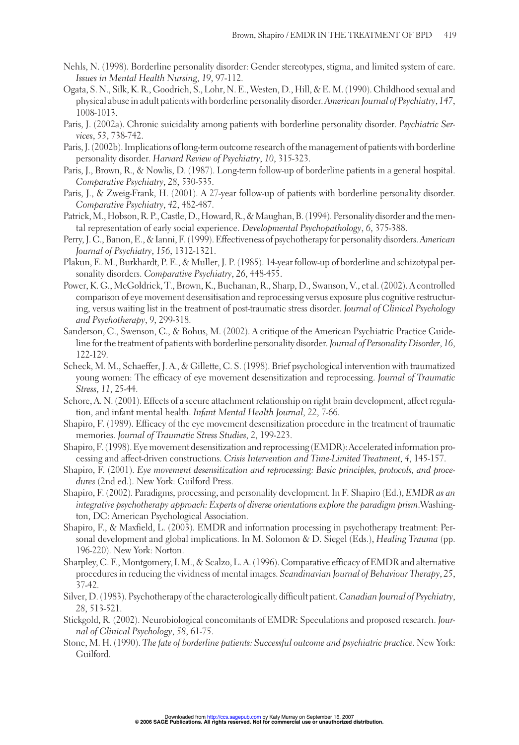Nehls, N. (1998). Borderline personality disorder: Gender stereotypes, stigma, and limited system of care. *Issues in Mental Health Nursing*, *19*, 97-112.

Ogata, S. N., Silk, K. R., Goodrich, S., Lohr, N. E., Westen, D., Hill, & E. M. (1990). Childhood sexual and physical abuse in adult patients with borderline personality disorder. *American Journal of Psychiatry*, *147*, 1008-1013.

Paris, J. (2002a). Chronic suicidality among patients with borderline personality disorder. *Psychiatric Services*, *53*, 738-742.

Paris, J. (2002b). Implications of long-term outcome research of the management of patients with borderline personality disorder. *Harvard Review of Psychiatry*, *10*, 315-323.

Paris, J., Brown, R., & Nowlis, D. (1987). Long-term follow-up of borderline patients in a general hospital. *Comparative Psychiatry*, *28*, 530-535.

Paris, J., & Zweig-Frank, H. (2001). A 27-year follow-up of patients with borderline personality disorder. *Comparative Psychiatry*, *42*, 482-487.

Patrick, M., Hobson, R. P., Castle, D., Howard, R., & Maughan, B. (1994). Personality disorder and the mental representation of early social experience. *Developmental Psychopathology*, *6*, 375-388.

Perry, J. C., Banon, E., & Ianni, F. (1999). Effectiveness of psychotherapy for personality disorders. *American Journal of Psychiatry*, *156*, 1312-1321.

Plakun, E. M., Burkhardt, P. E., & Muller, J. P. (1985). 14-year follow-up of borderline and schizotypal personality disorders. *Comparative Psychiatry*, *26*, 448-455.

Power, K. G., McGoldrick, T., Brown, K., Buchanan, R., Sharp, D., Swanson, V., et al. (2002). A controlled comparison of eye movement desensitisation and reprocessing versus exposure plus cognitive restructuring, versus waiting list in the treatment of post-traumatic stress disorder. *Journal of Clinical Psychology and Psychotherapy*, *9*, 299-318.

Sanderson, C., Swenson, C., & Bohus, M. (2002). A critique of the American Psychiatric Practice Guideline for the treatment of patients with borderline personality disorder. *Journal of Personality Disorder*, *16*, 122-129.

Scheck, M. M., Schaeffer, J. A., & Gillette, C. S. (1998). Brief psychological intervention with traumatized young women: The efficacy of eye movement desensitization and reprocessing. *Journal of Traumatic Stress*, *11*, 25-44.

Schore, A. N. (2001). Effects of a secure attachment relationship on right brain development, affect regulation, and infant mental health. *Infant Mental Health Journal*, *22*, 7-66.

Shapiro, F. (1989). Efficacy of the eye movement desensitization procedure in the treatment of traumatic memories. *Journal of Traumatic Stress Studies*, *2*, 199-223.

Shapiro, F. (1998). Eye movement desensitization and reprocessing (EMDR): Accelerated information processing and affect-driven constructions. *Crisis Intervention and Time-Limited Treatment*, *4*, 145-157.

Shapiro, F. (2001). *Eye movement desensitization and reprocessing: Basic principles, protocols, and procedures* (2nd ed.). New York: Guilford Press.

Shapiro, F. (2002). Paradigms, processing, and personality development. In F. Shapiro (Ed.), *EMDR as an integrative psychotherapy approach: Experts of diverse orientations explore the paradigm prism*. Washington, DC: American Psychological Association.

Shapiro, F., & Maxfield, L. (2003). EMDR and information processing in psychotherapy treatment: Personal development and global implications. In M. Solomon & D. Siegel (Eds.), *Healing Trauma* (pp. 196-220). New York: Norton.

Sharpley, C. F., Montgomery, I. M., & Scalzo, L. A. (1996). Comparative efficacy of EMDR and alternative procedures in reducing the vividness of mental images. *Scandinavian Journal of Behaviour Therapy*, *25*, 37-42.

Silver, D. (1983). Psychotherapy of the characterologically difficult patient. *Canadian Journal of Psychiatry*, *28*, 513-521.

Stickgold, R. (2002). Neurobiological concomitants of EMDR: Speculations and proposed research. *Journal of Clinical Psychology*, *58*, 61-75.

Stone, M. H. (1990). *The fate of borderline patients: Successful outcome and psychiatric practice*. New York: Guilford.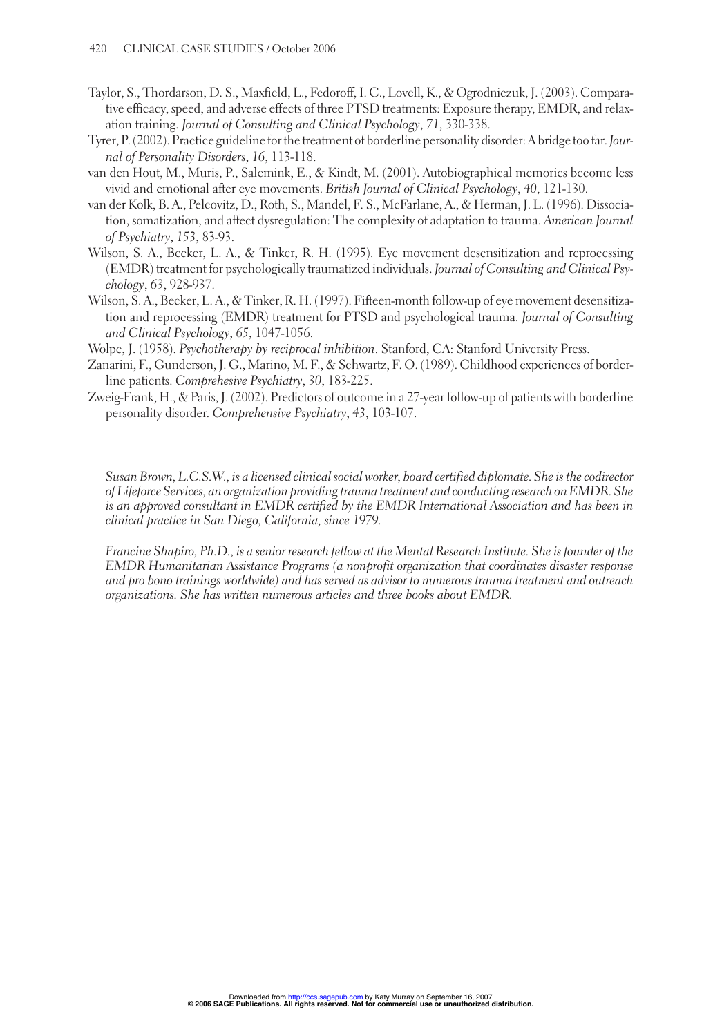Taylor, S., Thordarson, D. S., Maxfield, L., Fedoroff, I. C., Lovell, K., & Ogrodniczuk, J. (2003). Comparative efficacy, speed, and adverse effects of three PTSD treatments: Exposure therapy, EMDR, and relaxation training. *Journal of Consulting and Clinical Psychology*, *71*, 330-338.

Tyrer, P. (2002). Practice guideline for the treatment of borderline personality disorder: A bridge too far. *Journal of Personality Disorders*, *16*, 113-118.

van den Hout, M., Muris, P., Salemink, E., & Kindt, M. (2001). Autobiographical memories become less vivid and emotional after eye movements. *British Journal of Clinical Psychology*, *40*, 121-130.

van der Kolk, B. A., Pelcovitz, D., Roth, S., Mandel, F. S., McFarlane, A., & Herman, J. L. (1996). Dissociation, somatization, and affect dysregulation: The complexity of adaptation to trauma. *American Journal of Psychiatry*, *153*, 83-93.

Wilson, S. A., Becker, L. A., & Tinker, R. H. (1995). Eye movement desensitization and reprocessing (EMDR) treatment for psychologically traumatized individuals. *Journal of Consulting and Clinical Psychology*, *63*, 928-937.

Wilson, S. A., Becker, L. A., & Tinker, R. H. (1997). Fifteen-month follow-up of eye movement desensitization and reprocessing (EMDR) treatment for PTSD and psychological trauma. *Journal of Consulting and Clinical Psychology*, *65*, 1047-1056.

Wolpe, J. (1958). *Psychotherapy by reciprocal inhibition*. Stanford, CA: Stanford University Press.

Zanarini, F., Gunderson, J. G., Marino, M. F., & Schwartz, F. O. (1989). Childhood experiences of borderline patients. *Comprehesive Psychiatry*, *30*, 183-225.

Zweig-Frank, H., & Paris, J. (2002). Predictors of outcome in a 27-year follow-up of patients with borderline personality disorder. *Comprehensive Psychiatry*, *43*, 103-107.

*Susan Brown, L.C.S.W., is a licensed clinical social worker, board certified diplomate. She is the codirector of Lifeforce Services, an organization providing trauma treatment and conducting research on EMDR. She is an approved consultant in EMDR certified by the EMDR International Association and has been in clinical practice in San Diego, California, since 1979.*

*Francine Shapiro, Ph.D., is a senior research fellow at the Mental Research Institute. She is founder of the EMDR Humanitarian Assistance Programs (a nonprofit organization that coordinates disaster response and pro bono trainings worldwide) and has served as advisor to numerous trauma treatment and outreach organizations. She has written numerous articles and three books about EMDR.*